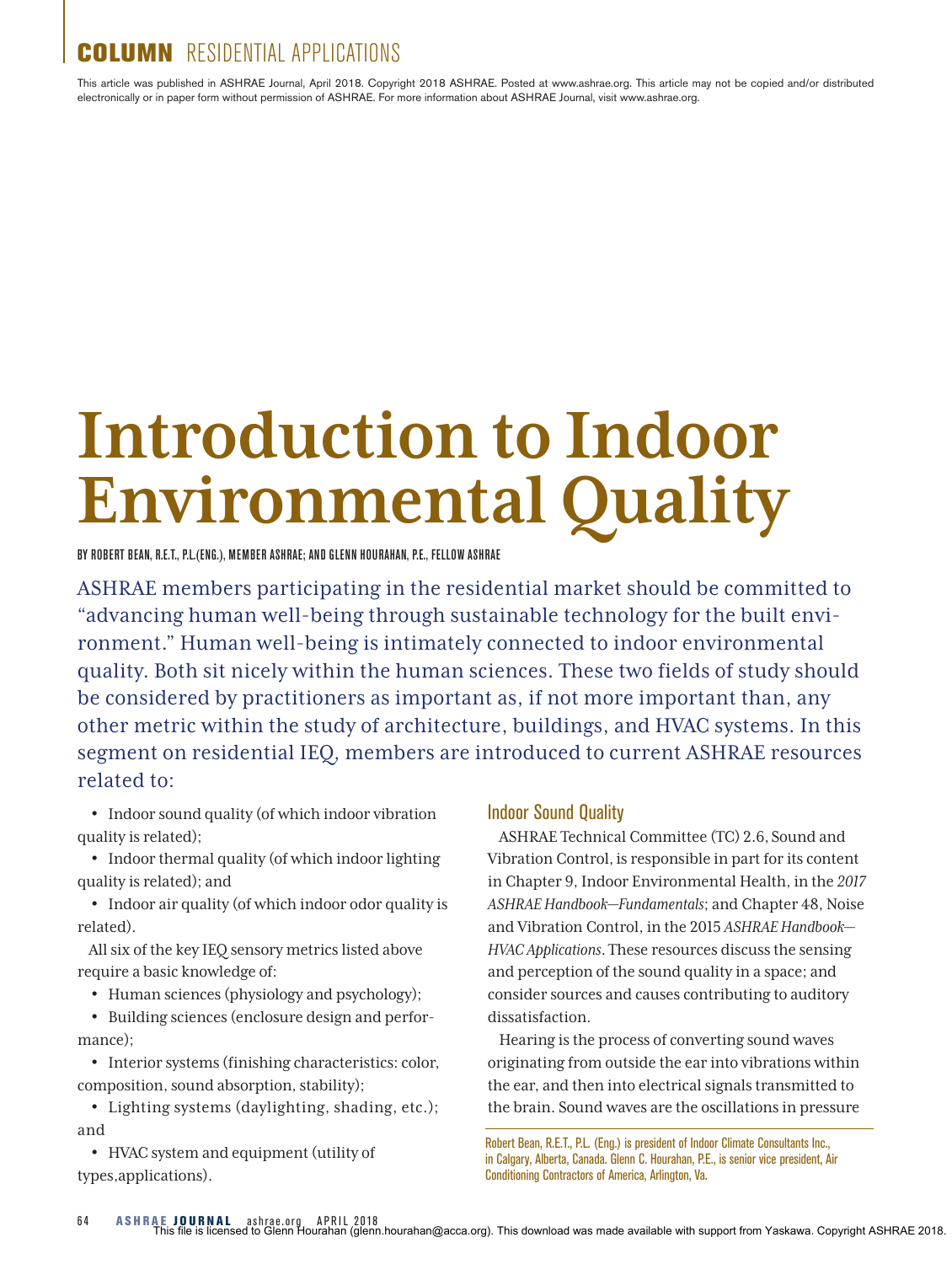COLUMN RESIDENTIAL APPLICATIONS

This article was published in ASHRAE Journal, April 2018. Copyright 2018 ASHRAE. Posted at www.ashrae.org. This article may not be copied and/or distributed electronically or in paper form without permission of ASHRAE. For more information about ASHRAE Journal, visit www.ashrae.org.

# Introduction to Indoor Environmental Quality

BY ROBERT BEAN, R.E.T., P.L.(ENG.), MEMBER ASHRAE; AND GLENN HOURAHAN, P.E., FELLOW ASHRAE

ASHRAE members participating in the residential market should be committed to "advancing human well-being through sustainable technology for the built environment." Human well-being is intimately connected to indoor environmental quality. Both sit nicely within the human sciences. These two fields of study should be considered by practitioners as important as, if not more important than, any other metric within the study of architecture, buildings, and HVAC systems. In this segment on residential IEQ, members are introduced to current ASHRAE resources related to:

- Indoor sound quality (of which indoor vibration quality is related);
- Indoor thermal quality (of which indoor lighting quality is related); and
- Indoor air quality (of which indoor odor quality is related).

All six of the key IEQ sensory metrics listed above require a basic knowledge of:

- Human sciences (physiology and psychology);
- Building sciences (enclosure design and performance);
- Interior systems (finishing characteristics: color, composition, sound absorption, stability);
- Lighting systems (daylighting, shading, etc.); and
- HVAC system and equipment (utility of types,applications).

## Indoor Sound Quality

ASHRAE Technical Committee (TC) 2.6, Sound and Vibration Control, is responsible in part for its content in Chapter 9, Indoor Environmental Health, in the *2017 ASHRAE Handbook—Fundamentals*; and Chapter 48, Noise and Vibration Control, in the 2015 *ASHRAE Handbook—HVAC Applications*. These resources discuss the sensing and perception of the sound quality in a space; and consider sources and causes contributing to auditory dissatisfaction.

Hearing is the process of converting sound waves originating from outside the ear into vibrations within the ear, and then into electrical signals transmitted to the brain. Sound waves are the oscillations in pressure

Robert Bean, R.E.T., P.L. (Eng.) is president of Indoor Climate Consultants Inc., in Calgary, Alberta, Canada. Glenn C. Hourahan, P.E., is senior vice president, Air Conditioning Contractors of America, Arlington, Va.

This file is licensed to Glenn Hourahan (glenn.hourahan@acca.org). This download was made available with support from Yaskawa. Copyright ASHRAE 2018.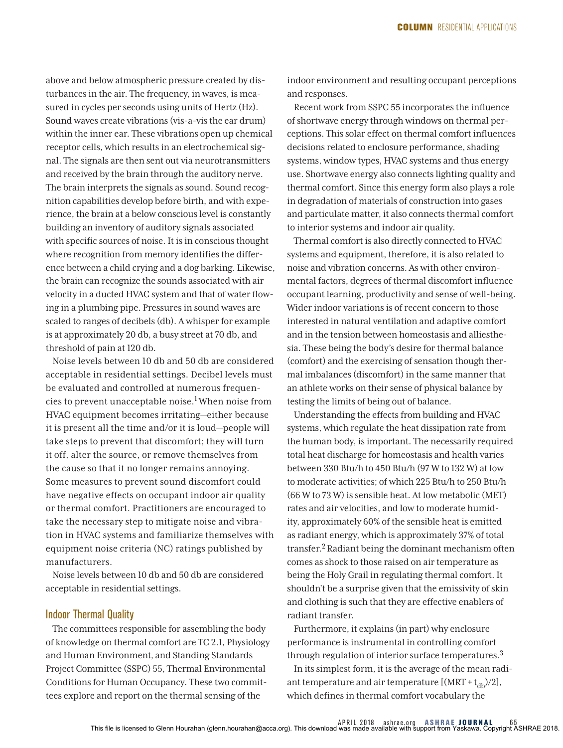above and below atmospheric pressure created by disturbances in the air. The frequency, in waves, is measured in cycles per seconds using units of Hertz (Hz). Sound waves create vibrations (vis-a-vis the ear drum) within the inner ear. These vibrations open up chemical receptor cells, which results in an electrochemical signal. The signals are then sent out via neurotransmitters and received by the brain through the auditory nerve. The brain interprets the signals as sound. Sound recognition capabilities develop before birth, and with experience, the brain at a below conscious level is constantly building an inventory of auditory signals associated with specific sources of noise. It is in conscious thought where recognition from memory identifies the difference between a child crying and a dog barking. Likewise, the brain can recognize the sounds associated with air velocity in a ducted HVAC system and that of water flowing in a plumbing pipe. Pressures in sound waves are scaled to ranges of decibels (db). A whisper for example is at approximately 20 db, a busy street at 70 db, and threshold of pain at 120 db.

Noise levels between 10 db and 50 db are considered acceptable in residential settings. Decibel levels must be evaluated and controlled at numerous frequencies to prevent unacceptable noise.[1] When noise from HVAC equipment becomes irritating—either because it is present all the time and/or it is loud—people will take steps to prevent that discomfort; they will turn it off, alter the source, or remove themselves from the cause so that it no longer remains annoying. Some measures to prevent sound discomfort could have negative effects on occupant indoor air quality or thermal comfort. Practitioners are encouraged to take the necessary step to mitigate noise and vibration in HVAC systems and familiarize themselves with equipment noise criteria (NC) ratings published by manufacturers.

Noise levels between 10 db and 50 db are considered acceptable in residential settings.

## Indoor Thermal Quality

The committees responsible for assembling the body of knowledge on thermal comfort are TC 2.1, Physiology and Human Environment, and Standing Standards Project Committee (SSPC) 55, Thermal Environmental Conditions for Human Occupancy. These two committees explore and report on the thermal sensing of the indoor environment and resulting occupant perceptions and responses.

Recent work from SSPC 55 incorporates the influence of shortwave energy through windows on thermal perceptions. This solar effect on thermal comfort influences decisions related to enclosure performance, shading systems, window types, HVAC systems and thus energy use. Shortwave energy also connects lighting quality and thermal comfort. Since this energy form also plays a role in degradation of materials of construction into gases and particulate matter, it also connects thermal comfort to interior systems and indoor air quality.

Thermal comfort is also directly connected to HVAC systems and equipment, therefore, it is also related to noise and vibration concerns. As with other environmental factors, degrees of thermal discomfort influence occupant learning, productivity and sense of well-being. Wider indoor variations is of recent concern to those interested in natural ventilation and adaptive comfort and in the tension between homeostasis and alliesthesia. These being the body's desire for thermal balance (comfort) and the exercising of sensation though thermal imbalances (discomfort) in the same manner that an athlete works on their sense of physical balance by testing the limits of being out of balance.

Understanding the effects from building and HVAC systems, which regulate the heat dissipation rate from the human body, is important. The necessarily required total heat discharge for homeostasis and health varies between 330 Btu/h to 450 Btu/h (97 W to 132 W) at low to moderate activities; of which 225 Btu/h to 250 Btu/h (66 W to 73 W) is sensible heat. At low metabolic (MET) rates and air velocities, and low to moderate humidity, approximately 60% of the sensible heat is emitted as radiant energy, which is approximately 37% of total transfer.[2] Radiant being the dominant mechanism often comes as shock to those raised on air temperature as being the Holy Grail in regulating thermal comfort. It shouldn't be a surprise given that the emissivity of skin and clothing is such that they are effective enablers of radiant transfer.

Furthermore, it explains (in part) why enclosure performance is instrumental in controlling comfort through regulation of interior surface temperatures.[3]

In its simplest form, it is the average of the mean radiant temperature and air temperature $[(MRT + t_{db})/2]$, which defines in thermal comfort vocabulary the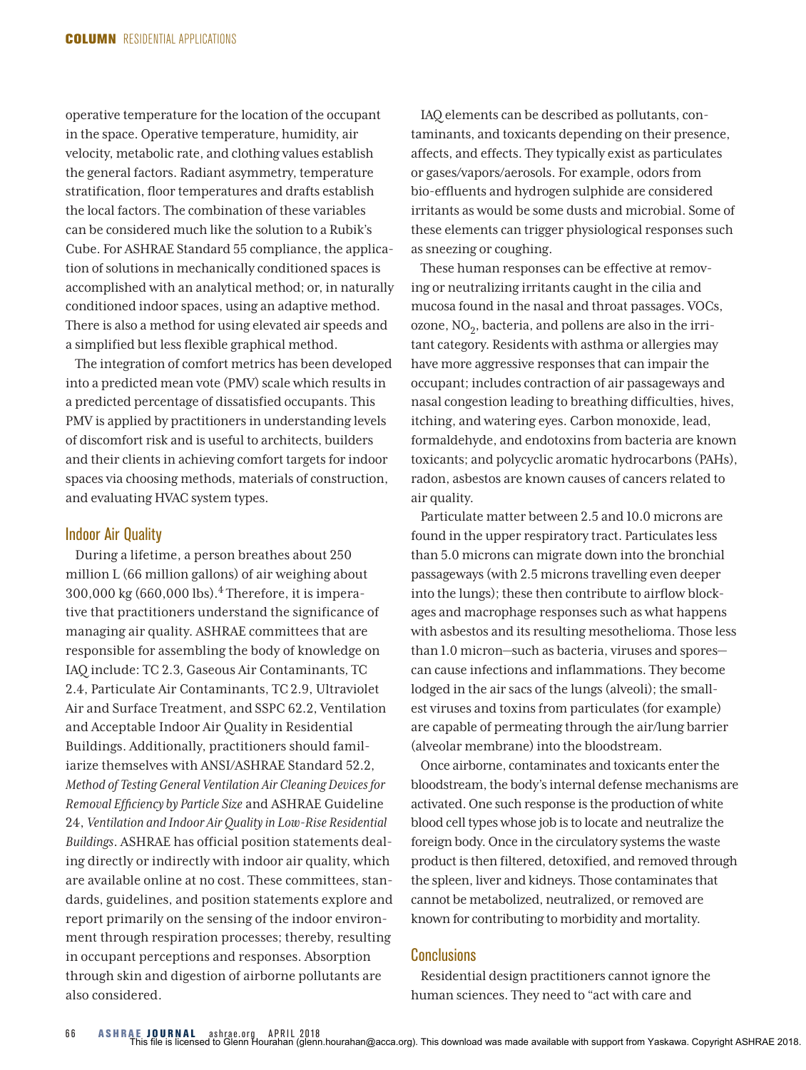operative temperature for the location of the occupant in the space. Operative temperature, humidity, air velocity, metabolic rate, and clothing values establish the general factors. Radiant asymmetry, temperature stratification, floor temperatures and drafts establish the local factors. The combination of these variables can be considered much like the solution to a Rubik's Cube. For ASHRAE Standard 55 compliance, the application of solutions in mechanically conditioned spaces is accomplished with an analytical method; or, in naturally conditioned indoor spaces, using an adaptive method. There is also a method for using elevated air speeds and a simplified but less flexible graphical method.

The integration of comfort metrics has been developed into a predicted mean vote (PMV) scale which results in a predicted percentage of dissatisfied occupants. This PMV is applied by practitioners in understanding levels of discomfort risk and is useful to architects, builders and their clients in achieving comfort targets for indoor spaces via choosing methods, materials of construction, and evaluating HVAC system types.

## Indoor Air Quality

During a lifetime, a person breathes about 250 million L (66 million gallons) of air weighing about 300,000 kg (660,000 lbs).[4] Therefore, it is imperative that practitioners understand the significance of managing air quality. ASHRAE committees that are responsible for assembling the body of knowledge on IAQ include: TC 2.3, Gaseous Air Contaminants, TC 2.4, Particulate Air Contaminants, TC 2.9, Ultraviolet Air and Surface Treatment, and SSPC 62.2, Ventilation and Acceptable Indoor Air Quality in Residential Buildings. Additionally, practitioners should familiarize themselves with ANSI/ASHRAE Standard 52.2, *Method of Testing General Ventilation Air Cleaning Devices for Removal Efficiency by Particle Size* and ASHRAE Guideline 24, *Ventilation and Indoor Air Quality in Low-Rise Residential Buildings*. ASHRAE has official position statements dealing directly or indirectly with indoor air quality, which are available online at no cost. These committees, standards, guidelines, and position statements explore and report primarily on the sensing of the indoor environment through respiration processes; thereby, resulting in occupant perceptions and responses. Absorption through skin and digestion of airborne pollutants are also considered.

IAQ elements can be described as pollutants, contaminants, and toxicants depending on their presence, affects, and effects. They typically exist as particulates or gases/vapors/aerosols. For example, odors from bio-effluents and hydrogen sulphide are considered irritants as would be some dusts and microbial. Some of these elements can trigger physiological responses such as sneezing or coughing.

These human responses can be effective at removing or neutralizing irritants caught in the cilia and mucosa found in the nasal and throat passages. VOCs, ozone, $NO_2$, bacteria, and pollens are also in the irritant category. Residents with asthma or allergies may have more aggressive responses that can impair the occupant; includes contraction of air passageways and nasal congestion leading to breathing difficulties, hives, itching, and watering eyes. Carbon monoxide, lead, formaldehyde, and endotoxins from bacteria are known toxicants; and polycyclic aromatic hydrocarbons (PAHs), radon, asbestos are known causes of cancers related to air quality.

Particulate matter between 2.5 and 10.0 microns are found in the upper respiratory tract. Particulates less than 5.0 microns can migrate down into the bronchial passageways (with 2.5 microns travelling even deeper into the lungs); these then contribute to airflow blockages and macrophage responses such as what happens with asbestos and its resulting mesothelioma. Those less than 1.0 micron—such as bacteria, viruses and spores—can cause infections and inflammations. They become lodged in the air sacs of the lungs (alveoli); the smallest viruses and toxins from particulates (for example) are capable of permeating through the air/lung barrier (alveolar membrane) into the bloodstream.

Once airborne, contaminates and toxicants enter the bloodstream, the body's internal defense mechanisms are activated. One such response is the production of white blood cell types whose job is to locate and neutralize the foreign body. Once in the circulatory systems the waste product is then filtered, detoxified, and removed through the spleen, liver and kidneys. Those contaminates that cannot be metabolized, neutralized, or removed are known for contributing to morbidity and mortality.

## Conclusions

Residential design practitioners cannot ignore the human sciences. They need to "act with care and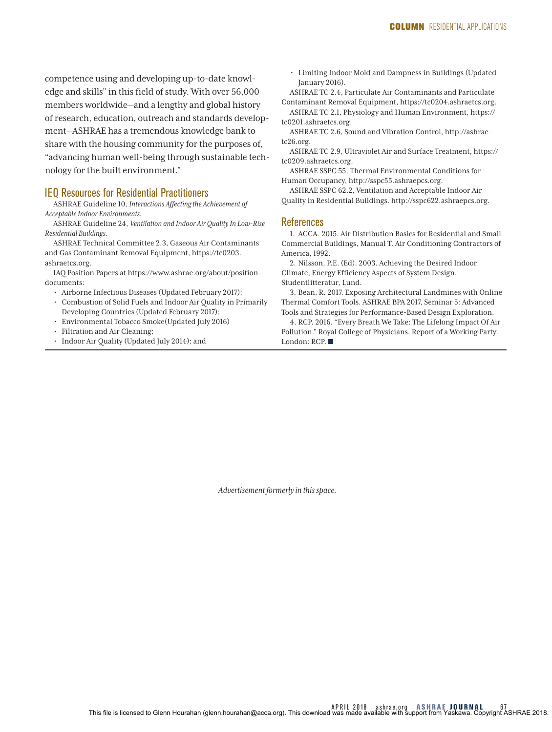competence using and developing up-to-date knowledge and skills" in this field of study. With over 56,000 members worldwide—and a lengthy and global history of research, education, outreach and standards development—ASHRAE has a tremendous knowledge bank to share with the housing community for the purposes of, "advancing human well-being through sustainable technology for the built environment."

## IEQ Resources for Residential Practitioners

ASHRAE Guideline 10, *Interactions Affecting the Achievement of Acceptable Indoor Environments*.

ASHRAE Guideline 24, *Ventilation and Indoor Air Quality In Low-Rise Residential Buildings*.

ASHRAE Technical Committee 2.3, Gaseous Air Contaminants and Gas Contaminant Removal Equipment, https://tc0203.ashraetcs.org.

IAQ Position Papers at https://www.ashrae.org/about/position-documents:

- Airborne Infectious Diseases (Updated February 2017);
- Combustion of Solid Fuels and Indoor Air Quality in Primarily Developing Countries (Updated February 2017);
- Environmental Tobacco Smoke(Updated July 2016)
- Filtration and Air Cleaning;
- Indoor Air Quality (Updated July 2014); and
- Limiting Indoor Mold and Dampness in Buildings (Updated January 2016).

ASHRAE TC 2.4, Particulate Air Contaminants and Particulate Contaminant Removal Equipment, https://tc0204.ashraetcs.org.

ASHRAE TC 2.1, Physiology and Human Environment, https://tc0201.ashraetcs.org.

ASHRAE TC 2.6, Sound and Vibration Control, http://ashrae-tc26.org.

ASHRAE TC 2.9, Ultraviolet Air and Surface Treatment, https://tc0209.ashraetcs.org.

ASHRAE SSPC 55, Thermal Environmental Conditions for Human Occupancy, http://sspc55.ashraepcs.org.

ASHRAE SSPC 62.2, Ventilation and Acceptable Indoor Air Quality in Residential Buildings. http://sspc622.ashraepcs.org.

## References

1. ACCA. 2015. Air Distribution Basics for Residential and Small Commercial Buildings, Manual T. Air Conditioning Contractors of America, 1992.
2. Nilsson, P.E. (Ed). 2003. Achieving the Desired Indoor Climate, Energy Efficiency Aspects of System Design. Studentlitteratur, Lund.
3. Bean, R. 2017. Exposing Architectural Landmines with Online Thermal Comfort Tools. ASHRAE BPA 2017, Seminar 5: Advanced Tools and Strategies for Performance-Based Design Exploration.
4. RCP. 2016. "Every Breath We Take: The Lifelong Impact Of Air Pollution." Royal College of Physicians. Report of a Working Party. London: RCP. ■

*Advertisement formerly in this space.*